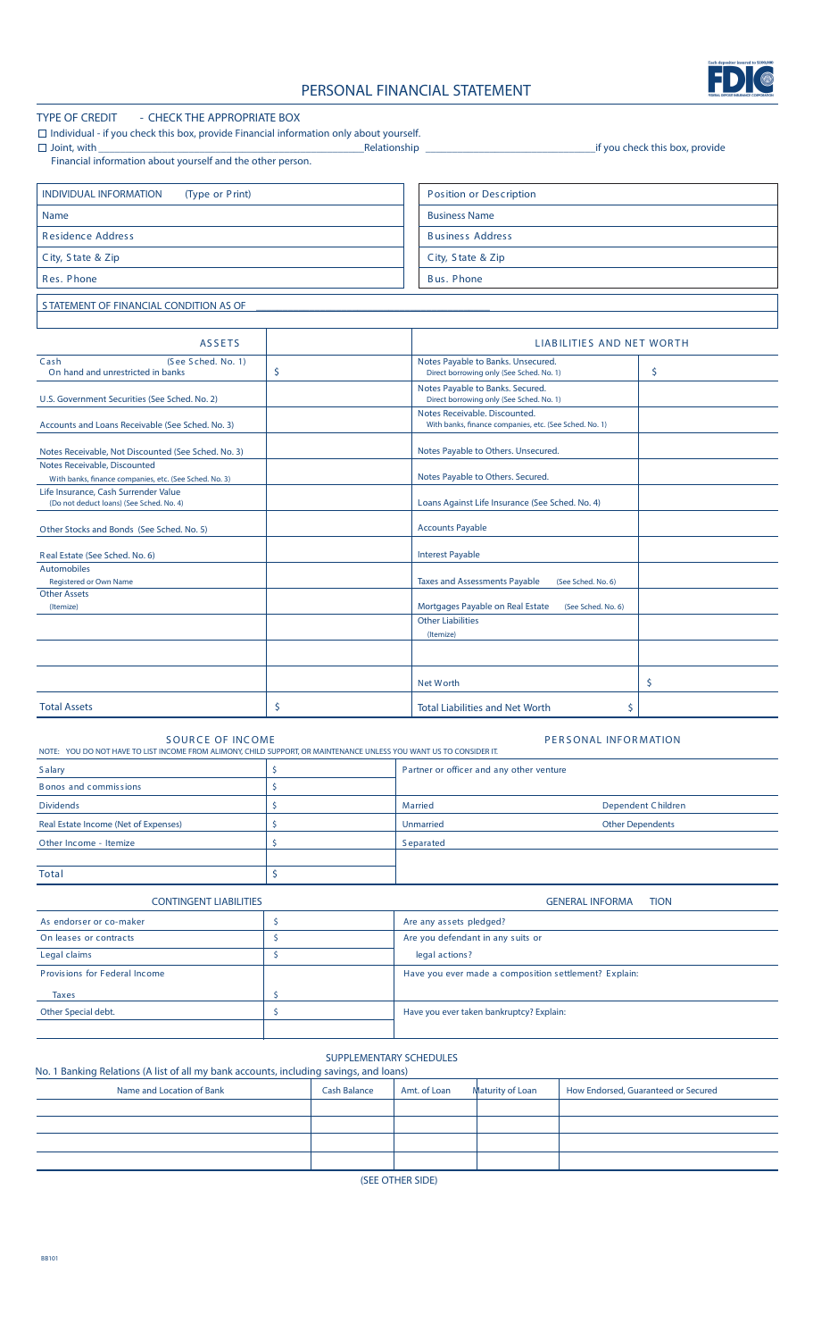# PERSONAL FINANCIAL STATEMENT

TYPE OF CREDIT - CHECK THE APPROPRIATE BOX

☐ Individual - if you check this box, provide Financial information only about yourself.

☐ Joint, with ______________________________ Relationship ______________________________ if you check this box, provide Financial information about yourself and the other person.

| INDIVIDUAL INFORMATION (Type or Print) | Position or Description |
|---|---|
| Name | Business Name |
| Residence Address | Business Address |
| City, State & Zip | City, State & Zip |
| Res. Phone | Bus. Phone |

STATEMENT OF FINANCIAL CONDITION AS OF ______________________________

| ASSETS | | LIABILITIES AND NET WORTH | |
|---|---|---|---|
| Cash (See Sched. No. 1) On hand and unrestricted in banks | $ | Notes Payable to Banks. Unsecured. Direct borrowing only (See Sched. No. 1) | $ |
| U.S. Government Securities (See Sched. No. 2) | | Notes Payable to Banks. Secured. Direct borrowing only (See Sched. No. 1) | |
| Accounts and Loans Receivable (See Sched. No. 3) | | Notes Receivable. Discounted. With banks, finance companies, etc. (See Sched. No. 1) | |
| Notes Receivable, Not Discounted (See Sched. No. 3) | | Notes Payable to Others. Unsecured. | |
| Notes Receivable, Discounted With banks, finance companies, etc. (See Sched. No. 3) | | Notes Payable to Others. Secured. | |
| Life Insurance, Cash Surrender Value (Do not deduct loans) (See Sched. No. 4) | | Loans Against Life Insurance (See Sched. No. 4) | |
| Other Stocks and Bonds (See Sched. No. 5) | | Accounts Payable | |
| Real Estate (See Sched. No. 6) | | Interest Payable | |
| Automobiles Registered or Own Name | | Taxes and Assessments Payable (See Sched. No. 6) | |
| Other Assets (Itemize) | | Mortgages Payable on Real Estate (See Sched. No. 6) | |
| | | Other Liabilities (Itemize) | |
| | | | |
| | | Net Worth | $ |
| Total Assets | $ | Total Liabilities and Net Worth | $ |

| SOURCE OF INCOME | | PERSONAL INFORMATION | |
|---|---|---|---|
| NOTE: YOU DO NOT HAVE TO LIST INCOME FROM ALIMONY, CHILD SUPPORT, OR MAINTENANCE UNLESS YOU WANT US TO CONSIDER IT. | | | |
| Salary | $ | Partner or officer and any other venture | |
| Bonos and commissions | $ | | |
| Dividends | $ | Married | Dependent Children |
| Real Estate Income (Net of Expenses) | $ | Unmarried | Other Dependents |
| Other Income - Itemize | $ | Separated | |
| | | | |
| Total | $ | | |

| CONTINGENT LIABILITIES | | GENERAL INFORMATION |
|---|---|---|
| As endorser or co-maker | $ | Are any assets pledged? |
| On leases or contracts | $ | Are you defendant in any suits or |
| Legal claims | $ | legal actions? |
| Provisions for Federal Income Taxes | $ | Have you ever made a composition settlement? Explain: |
| Other Special debt. | $ | Have you ever taken bankruptcy? Explain: |

## SUPPLEMENTARY SCHEDULES

No. 1 Banking Relations (A list of all my bank accounts, including savings, and loans)

| Name and Location of Bank | Cash Balance | Amt. of Loan | Maturity of Loan | How Endorsed, Guaranteed or Secured |
|---|---|---|---|---|
| | | | | |
| | | | | |
| | | | | |
| | | | | |

(SEE OTHER SIDE)

BB101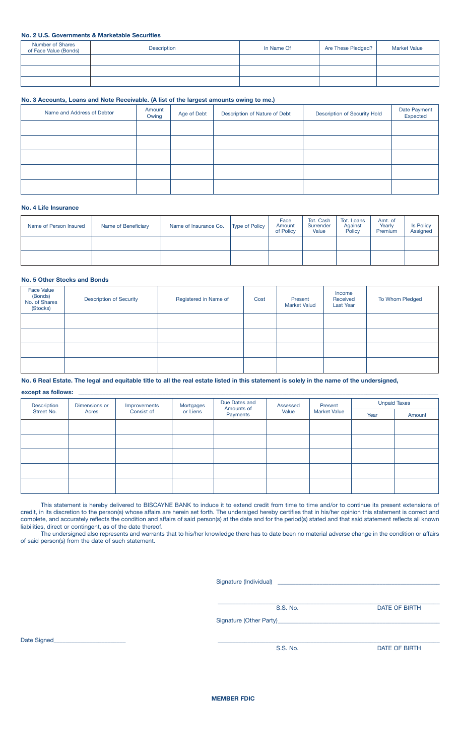### No. 2 U.S. Governments & Marketable Securities

| Number of Shares of Face Value (Bonds) | Description | In Name Of | Are These Pledged? | Market Value |
|---|---|---|---|---|
| | | | | |
| | | | | |
| | | | | |

### No. 3 Accounts, Loans and Note Receivable. (A list of the largest amounts owing to me.)

| Name and Address of Debtor | Amount Owing | Age of Debt | Description of Nature of Debt | Description of Security Hold | Date Payment Expected |
|---|---|---|---|---|---|
| | | | | | |
| | | | | | |
| | | | | | |
| | | | | | |
| | | | | | |

### No. 4 Life Insurance

| Name of Person Insured | Name of Beneficiary | Name of Insurance Co. | Type of Policy | Face Amount of Policy | Tot. Cash Surrender Value | Tot. Loans Against Policy | Amt. of Yearly Premium | Is Policy Assigned |
|---|---|---|---|---|---|---|---|---|
| | | | | | | | | |
| | | | | | | | | |

### No. 5 Other Stocks and Bonds

| Face Value (Bonds) No. of Shares (Stocks) | Description of Security | Registered in Name of | Cost | Present Market Valud | Income Received Last Year | To Whom Pledged |
|---|---|---|---|---|---|---|
| | | | | | | |
| | | | | | | |
| | | | | | | |
| | | | | | | |

### No. 6 Real Estate. The legal and equitable title to all the real estate listed in this statement is solely in the name of the undersigned,

**except as follows:** ______________________________

| Description Street No. | Dimensions or Acres | Improvements Consist of | Mortgages or Liens | Due Dates and Amounts of Payments | Assessed Value | Present Market Value | Unpaid Taxes | |
|---|---|---|---|---|---|---|---|---|
| | | | | | | | Year | Amount |
| | | | | | | | | |
| | | | | | | | | |
| | | | | | | | | |
| | | | | | | | | |
| | | | | | | | | |

This statement is hereby delivered to BISCAYNE BANK to induce it to extend credit from time to time and/or to continue its present extensions of credit, in its discretion to the person(s) whose affairs are herein set forth. The undersiged hereby certifies that in his/her opinion this statement is correct and complete, and accurately reflects the condition and affairs of said person(s) at the date and for the period(s) stated and that said statement reflects all known liabilities, direct or contingent, as of the date thereof.

The undersigned also represents and warrants that to his/her knowledge there has to date been no material adverse change in the condition or affairs of said person(s) from the date of such statement.

Signature (Individual) ______________________________

______________________________
S.S. No. DATE OF BIRTH

Signature (Other Party)______________________________

Date Signed______________________

______________________________
S.S. No. DATE OF BIRTH

**MEMBER FDIC**